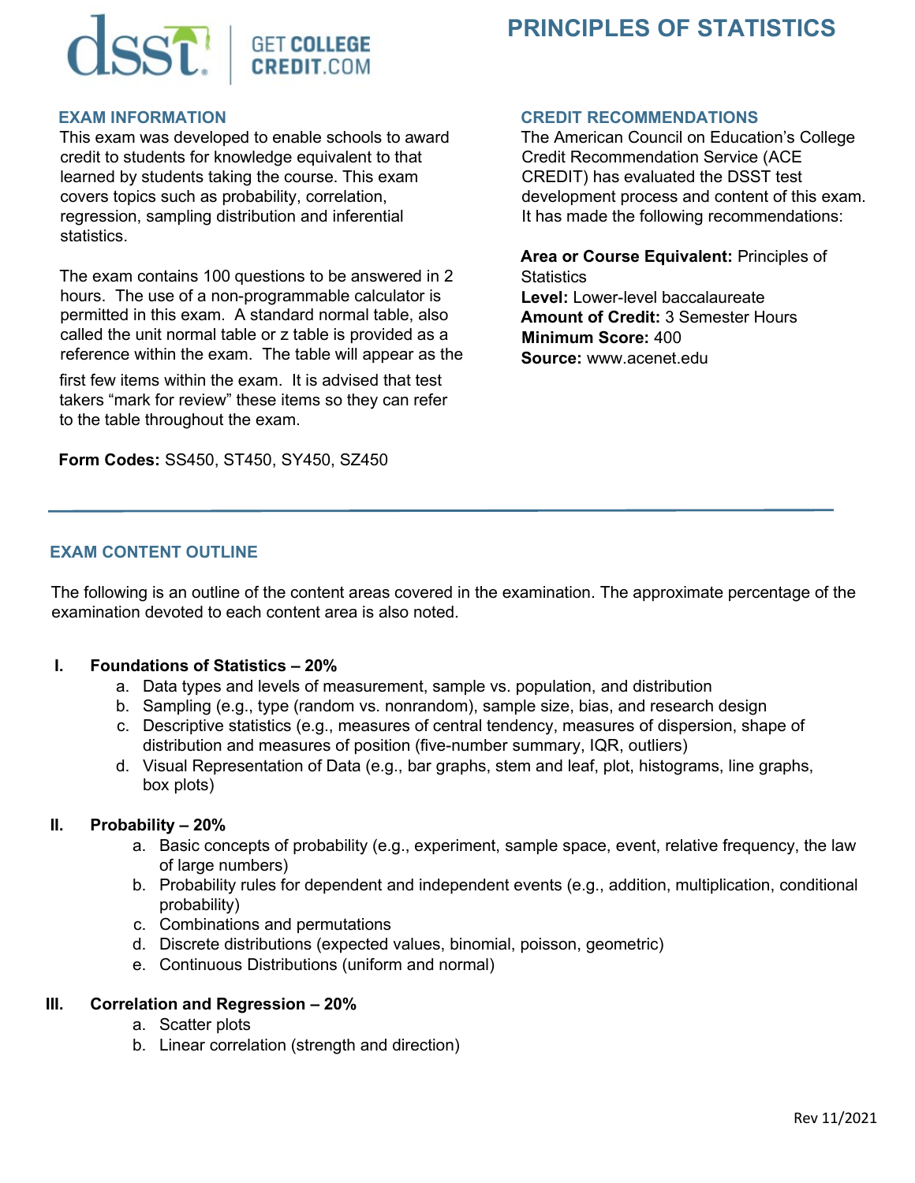# PRINCIPLES OF STATISTICS

## EXAM INFORMATION

This exam was developed to enable schools to award credit to students for knowledge equivalent to that learned by students taking the course. This exam covers topics such as probability, correlation, regression, sampling distribution and inferential statistics.

The exam contains 100 questions to be answered in 2 hours. The use of a non-programmable calculator is permitted in this exam. A standard normal table, also called the unit normal table or z table is provided as a reference within the exam. The table will appear as the first few items within the exam. It is advised that test takers "mark for review" these items so they can refer to the table throughout the exam.

**Form Codes:** SS450, ST450, SY450, SZ450

## CREDIT RECOMMENDATIONS

The American Council on Education's College Credit Recommendation Service (ACE CREDIT) has evaluated the DSST test development process and content of this exam. It has made the following recommendations:

**Area or Course Equivalent:** Principles of Statistics
**Level:** Lower-level baccalaureate
**Amount of Credit:** 3 Semester Hours
**Minimum Score:** 400
**Source:** www.acenet.edu

---

## EXAM CONTENT OUTLINE

The following is an outline of the content areas covered in the examination. The approximate percentage of the examination devoted to each content area is also noted.

**I. Foundations of Statistics – 20%**

a. Data types and levels of measurement, sample vs. population, and distribution
b. Sampling (e.g., type (random vs. nonrandom), sample size, bias, and research design
c. Descriptive statistics (e.g., measures of central tendency, measures of dispersion, shape of distribution and measures of position (five-number summary, IQR, outliers)
d. Visual Representation of Data (e.g., bar graphs, stem and leaf, plot, histograms, line graphs, box plots)

**II. Probability – 20%**

a. Basic concepts of probability (e.g., experiment, sample space, event, relative frequency, the law of large numbers)
b. Probability rules for dependent and independent events (e.g., addition, multiplication, conditional probability)
c. Combinations and permutations
d. Discrete distributions (expected values, binomial, poisson, geometric)
e. Continuous Distributions (uniform and normal)

**III. Correlation and Regression – 20%**

a. Scatter plots
b. Linear correlation (strength and direction)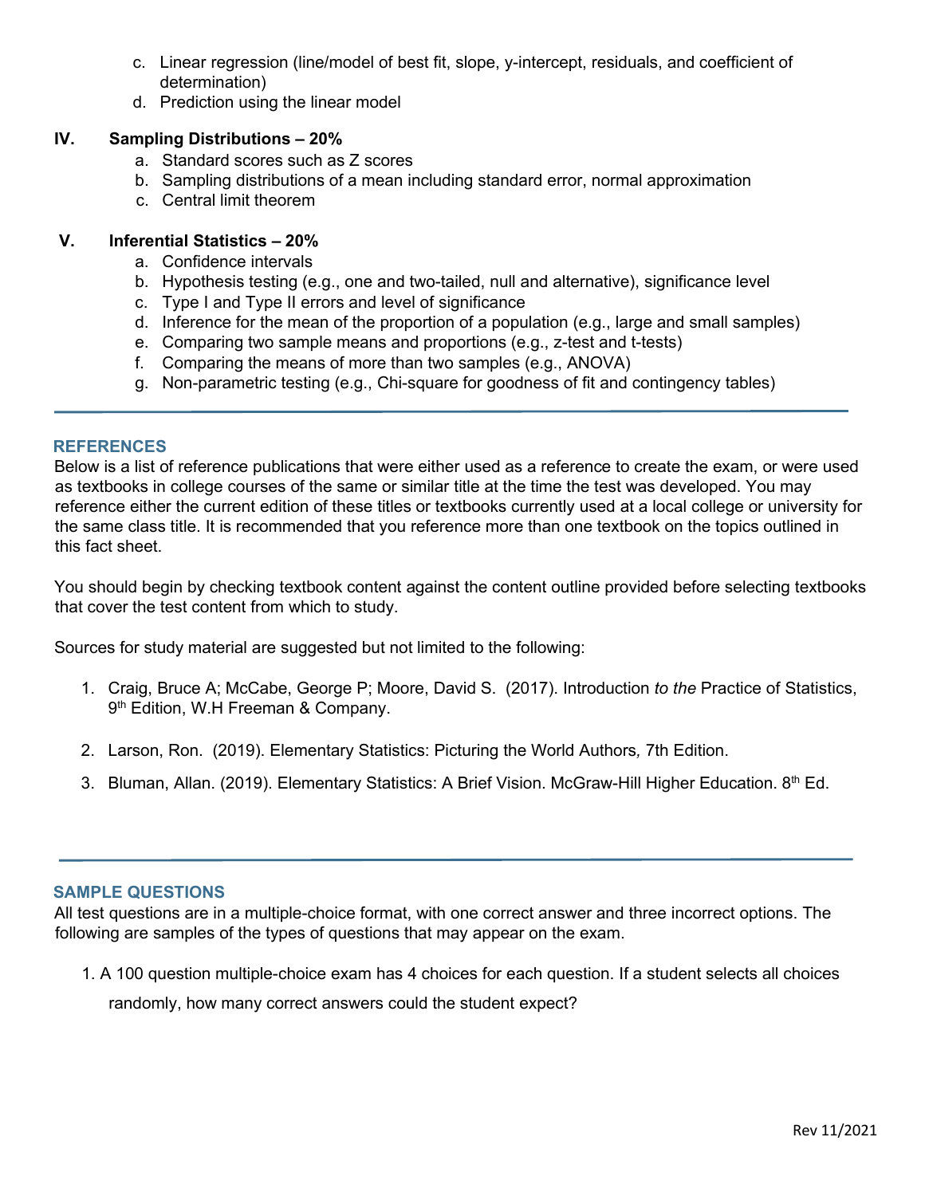c. Linear regression (line/model of best fit, slope, y-intercept, residuals, and coefficient of determination)
d. Prediction using the linear model

**IV. Sampling Distributions – 20%**

a. Standard scores such as Z scores
b. Sampling distributions of a mean including standard error, normal approximation
c. Central limit theorem

**V. Inferential Statistics – 20%**

a. Confidence intervals
b. Hypothesis testing (e.g., one and two-tailed, null and alternative), significance level
c. Type I and Type II errors and level of significance
d. Inference for the mean of the proportion of a population (e.g., large and small samples)
e. Comparing two sample means and proportions (e.g., z-test and t-tests)
f. Comparing the means of more than two samples (e.g., ANOVA)
g. Non-parametric testing (e.g., Chi-square for goodness of fit and contingency tables)

## REFERENCES

Below is a list of reference publications that were either used as a reference to create the exam, or were used as textbooks in college courses of the same or similar title at the time the test was developed. You may reference either the current edition of these titles or textbooks currently used at a local college or university for the same class title. It is recommended that you reference more than one textbook on the topics outlined in this fact sheet.

You should begin by checking textbook content against the content outline provided before selecting textbooks that cover the test content from which to study.

Sources for study material are suggested but not limited to the following:

1. Craig, Bruce A; McCabe, George P; Moore, David S. (2017). Introduction *to the* Practice of Statistics, 9th Edition, W.H Freeman & Company.

2. Larson, Ron. (2019). Elementary Statistics: Picturing the World Authors*,* 7th Edition.

3. Bluman, Allan. (2019). Elementary Statistics: A Brief Vision. McGraw-Hill Higher Education. 8th Ed.

## SAMPLE QUESTIONS

All test questions are in a multiple-choice format, with one correct answer and three incorrect options. The following are samples of the types of questions that may appear on the exam.

1. A 100 question multiple-choice exam has 4 choices for each question. If a student selects all choices randomly, how many correct answers could the student expect?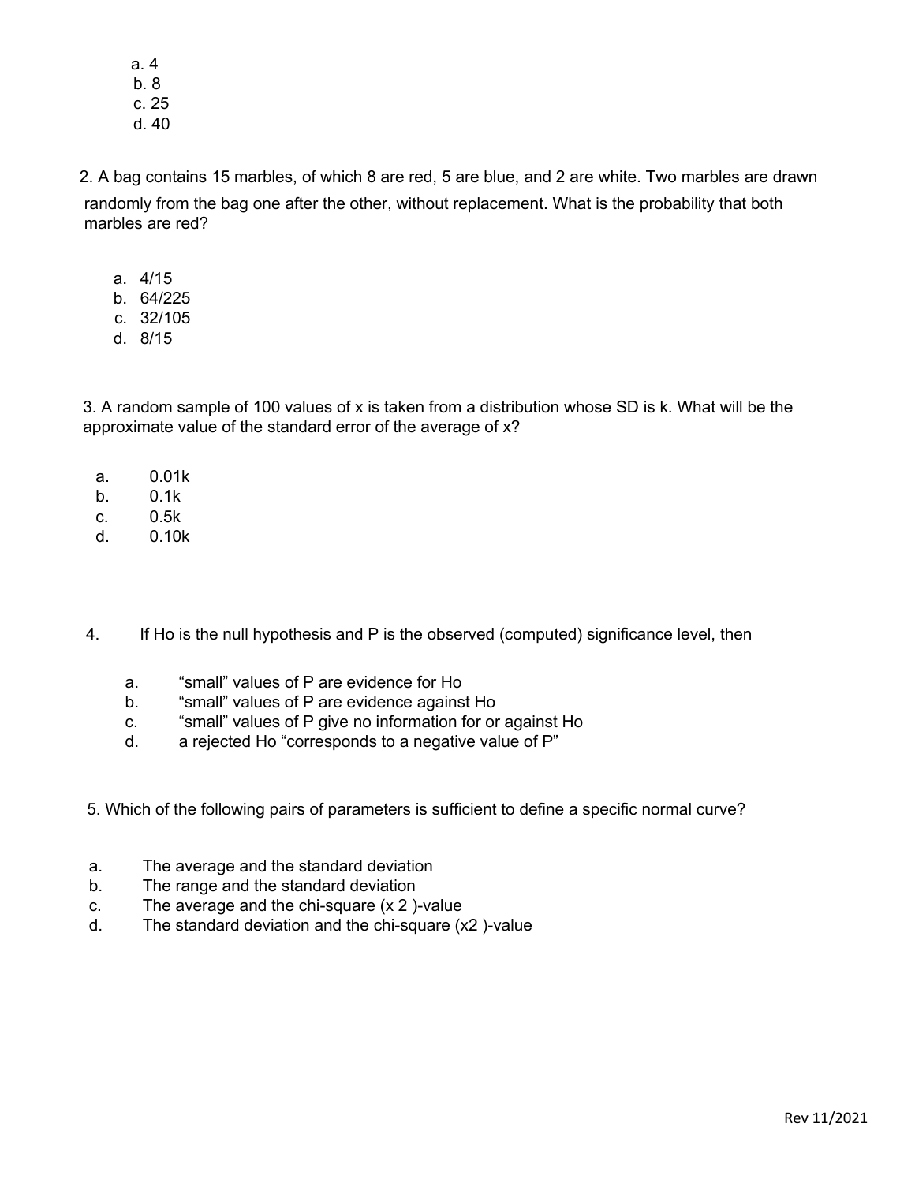a. 4
b. 8
c. 25
d. 40

2. A bag contains 15 marbles, of which 8 are red, 5 are blue, and 2 are white. Two marbles are drawn randomly from the bag one after the other, without replacement. What is the probability that both marbles are red?

a. 4/15
b. 64/225
c. 32/105
d. 8/15

3. A random sample of 100 values of x is taken from a distribution whose SD is k. What will be the approximate value of the standard error of the average of x?

a. 0.01k
b. 0.1k
c. 0.5k
d. 0.10k

4. If Ho is the null hypothesis and P is the observed (computed) significance level, then

a. "small" values of P are evidence for Ho
b. "small" values of P are evidence against Ho
c. "small" values of P give no information for or against Ho
d. a rejected Ho "corresponds to a negative value of P"

5. Which of the following pairs of parameters is sufficient to define a specific normal curve?

a. The average and the standard deviation
b. The range and the standard deviation
c. The average and the chi-square ($x^2$)-value
d. The standard deviation and the chi-square ($x^2$)-value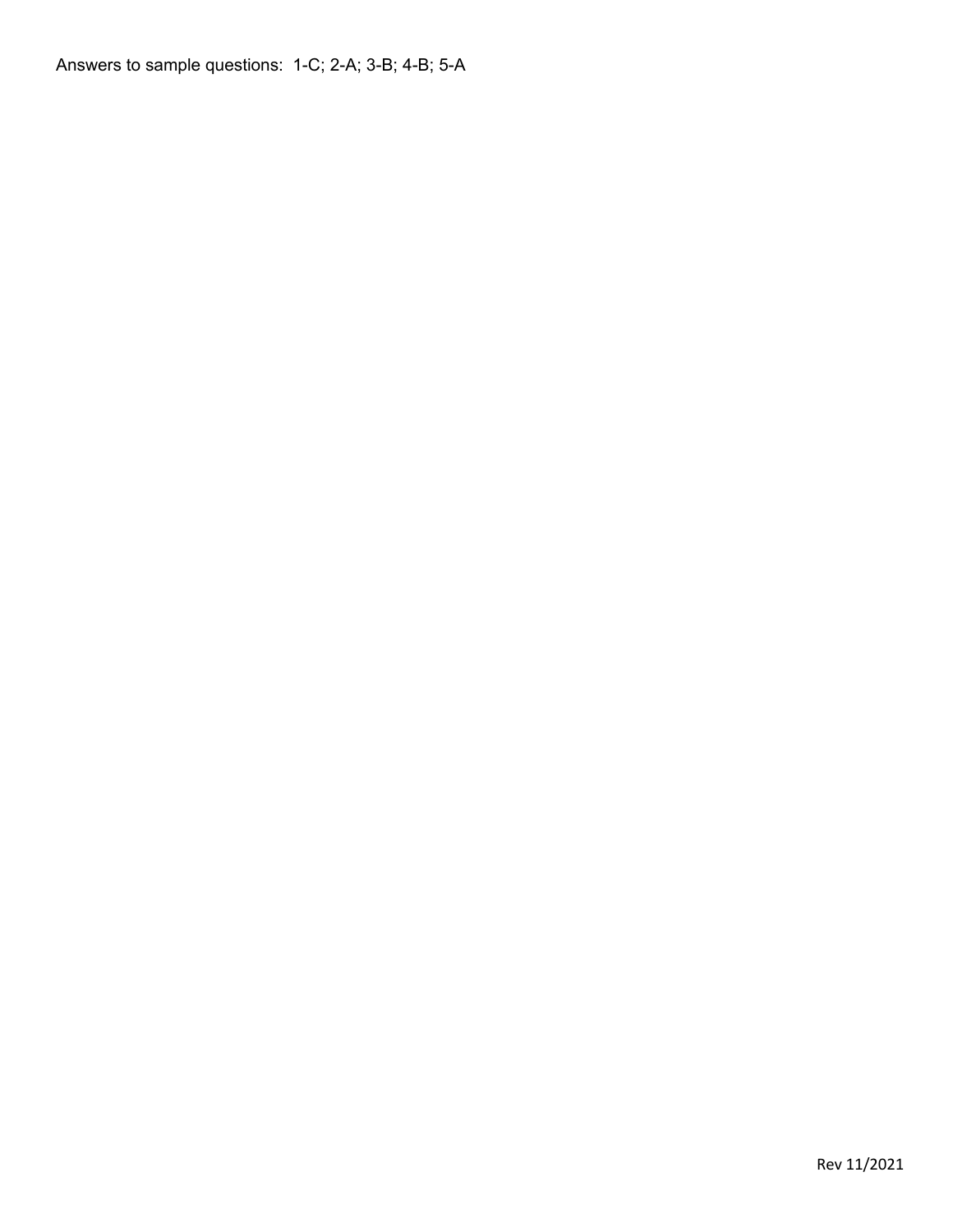Answers to sample questions: 1-C; 2-A; 3-B; 4-B; 5-A

Rev 11/2021